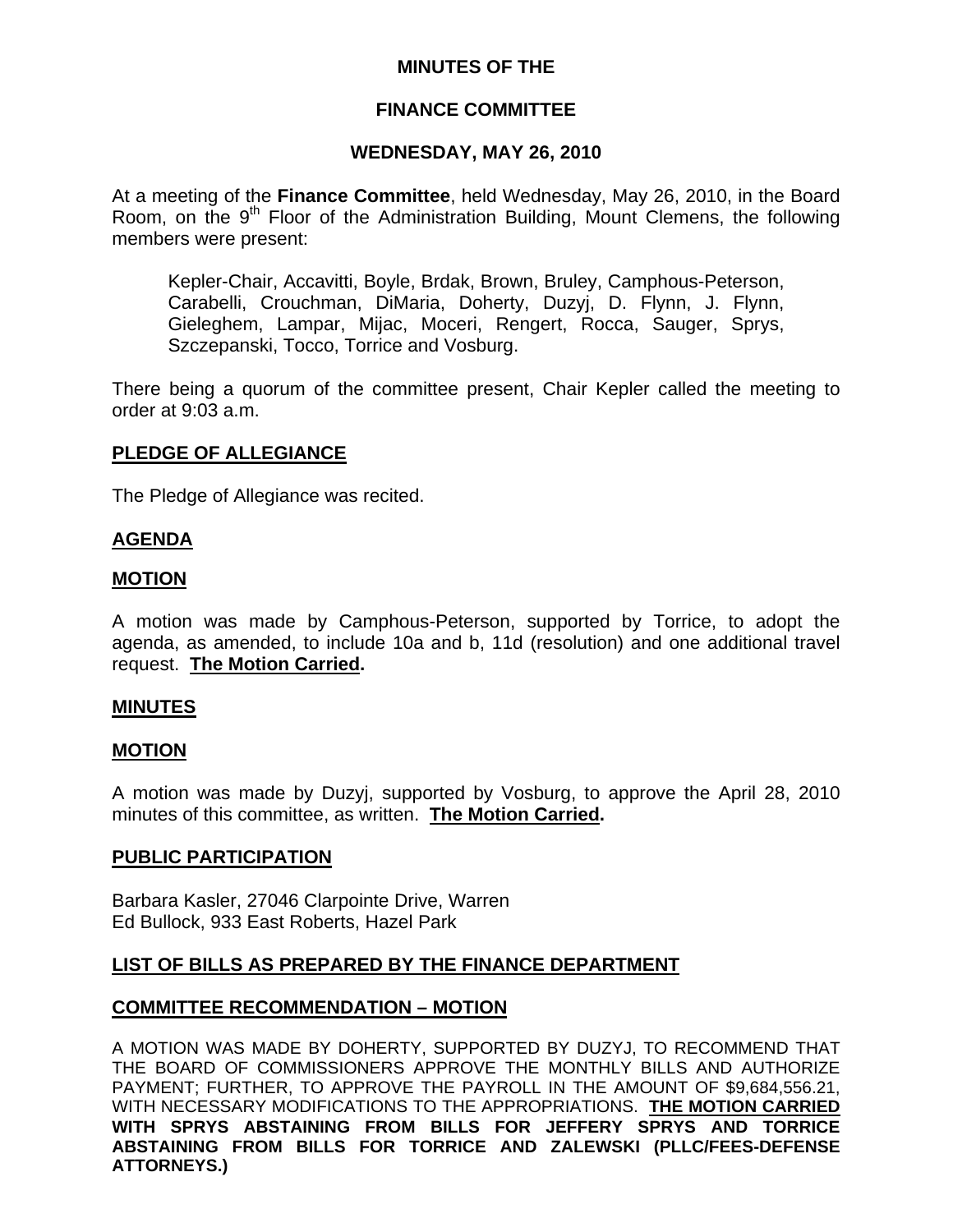**MINUTES OF THE**

**FINANCE COMMITTEE**

**WEDNESDAY, MAY 26, 2010**

At a meeting of the **Finance Committee**, held Wednesday, May 26, 2010, in the Board Room, on the 9th Floor of the Administration Building, Mount Clemens, the following members were present:

> Kepler-Chair, Accavitti, Boyle, Brdak, Brown, Bruley, Camphous-Peterson, Carabelli, Crouchman, DiMaria, Doherty, Duzyj, D. Flynn, J. Flynn, Gieleghem, Lampar, Mijac, Moceri, Rengert, Rocca, Sauger, Sprys, Szczepanski, Tocco, Torrice and Vosburg.

There being a quorum of the committee present, Chair Kepler called the meeting to order at 9:03 a.m.

**PLEDGE OF ALLEGIANCE**

The Pledge of Allegiance was recited.

**AGENDA**

**MOTION**

A motion was made by Camphous-Peterson, supported by Torrice, to adopt the agenda, as amended, to include 10a and b, 11d (resolution) and one additional travel request. **The Motion Carried.**

**MINUTES**

**MOTION**

A motion was made by Duzyj, supported by Vosburg, to approve the April 28, 2010 minutes of this committee, as written. **The Motion Carried.**

**PUBLIC PARTICIPATION**

Barbara Kasler, 27046 Clarpointe Drive, Warren
Ed Bullock, 933 East Roberts, Hazel Park

**LIST OF BILLS AS PREPARED BY THE FINANCE DEPARTMENT**

**COMMITTEE RECOMMENDATION – MOTION**

A MOTION WAS MADE BY DOHERTY, SUPPORTED BY DUZYJ, TO RECOMMEND THAT THE BOARD OF COMMISSIONERS APPROVE THE MONTHLY BILLS AND AUTHORIZE PAYMENT; FURTHER, TO APPROVE THE PAYROLL IN THE AMOUNT OF $9,684,556.21, WITH NECESSARY MODIFICATIONS TO THE APPROPRIATIONS. **THE MOTION CARRIED WITH SPRYS ABSTAINING FROM BILLS FOR JEFFERY SPRYS AND TORRICE ABSTAINING FROM BILLS FOR TORRICE AND ZALEWSKI (PLLC/FEES-DEFENSE ATTORNEYS.)**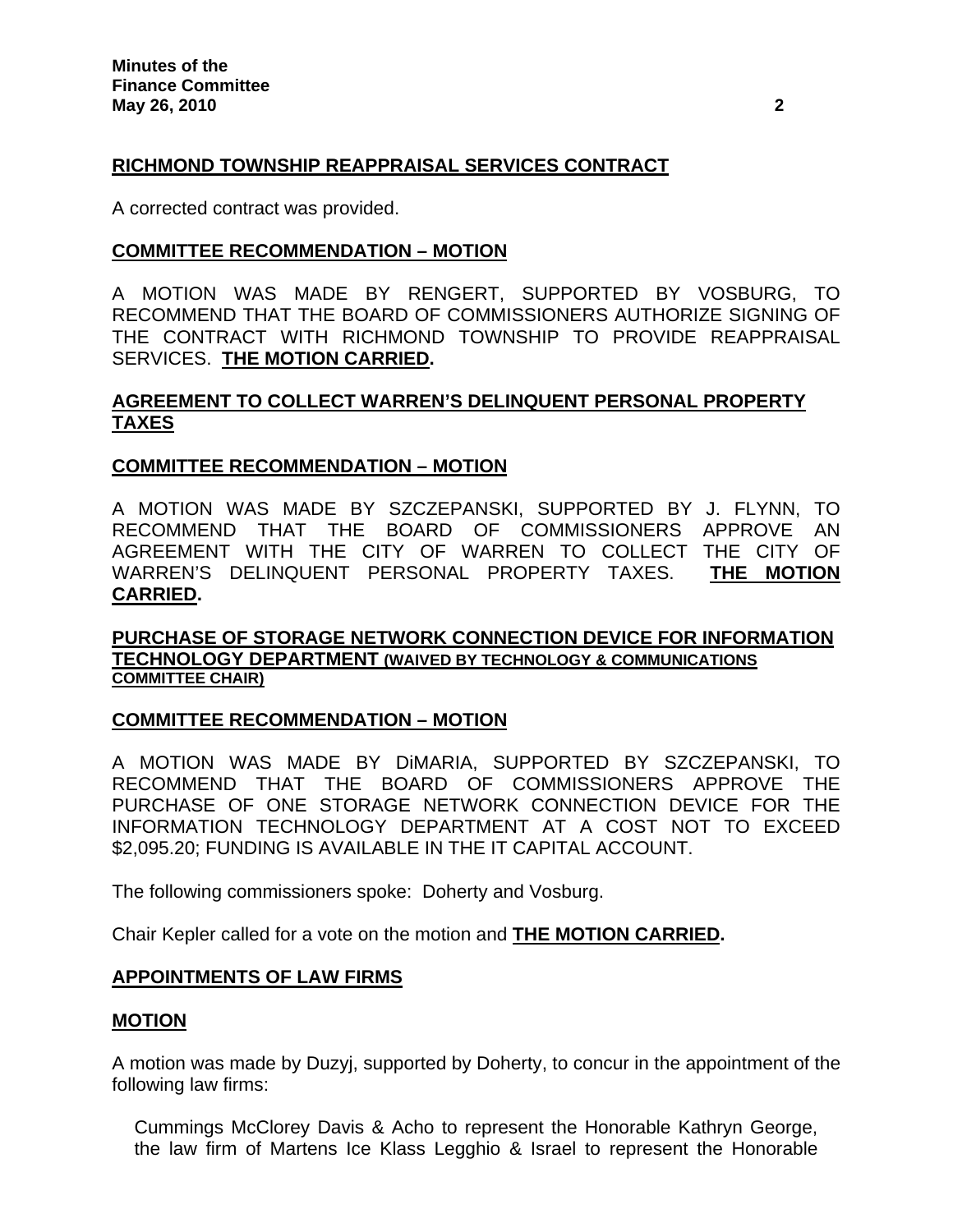**RICHMOND TOWNSHIP REAPPRAISAL SERVICES CONTRACT**

A corrected contract was provided.

**COMMITTEE RECOMMENDATION – MOTION**

A MOTION WAS MADE BY RENGERT, SUPPORTED BY VOSBURG, TO RECOMMEND THAT THE BOARD OF COMMISSIONERS AUTHORIZE SIGNING OF THE CONTRACT WITH RICHMOND TOWNSHIP TO PROVIDE REAPPRAISAL SERVICES. **THE MOTION CARRIED.**

**AGREEMENT TO COLLECT WARREN'S DELINQUENT PERSONAL PROPERTY TAXES**

**COMMITTEE RECOMMENDATION – MOTION**

A MOTION WAS MADE BY SZCZEPANSKI, SUPPORTED BY J. FLYNN, TO RECOMMEND THAT THE BOARD OF COMMISSIONERS APPROVE AN AGREEMENT WITH THE CITY OF WARREN TO COLLECT THE CITY OF WARREN'S DELINQUENT PERSONAL PROPERTY TAXES. **THE MOTION CARRIED.**

**PURCHASE OF STORAGE NETWORK CONNECTION DEVICE FOR INFORMATION TECHNOLOGY DEPARTMENT (WAIVED BY TECHNOLOGY & COMMUNICATIONS COMMITTEE CHAIR)**

**COMMITTEE RECOMMENDATION – MOTION**

A MOTION WAS MADE BY DiMARIA, SUPPORTED BY SZCZEPANSKI, TO RECOMMEND THAT THE BOARD OF COMMISSIONERS APPROVE THE PURCHASE OF ONE STORAGE NETWORK CONNECTION DEVICE FOR THE INFORMATION TECHNOLOGY DEPARTMENT AT A COST NOT TO EXCEED $2,095.20; FUNDING IS AVAILABLE IN THE IT CAPITAL ACCOUNT.

The following commissioners spoke: Doherty and Vosburg.

Chair Kepler called for a vote on the motion and **THE MOTION CARRIED.**

**APPOINTMENTS OF LAW FIRMS**

**MOTION**

A motion was made by Duzyj, supported by Doherty, to concur in the appointment of the following law firms:

Cummings McClorey Davis & Acho to represent the Honorable Kathryn George, the law firm of Martens Ice Klass Legghio & Israel to represent the Honorable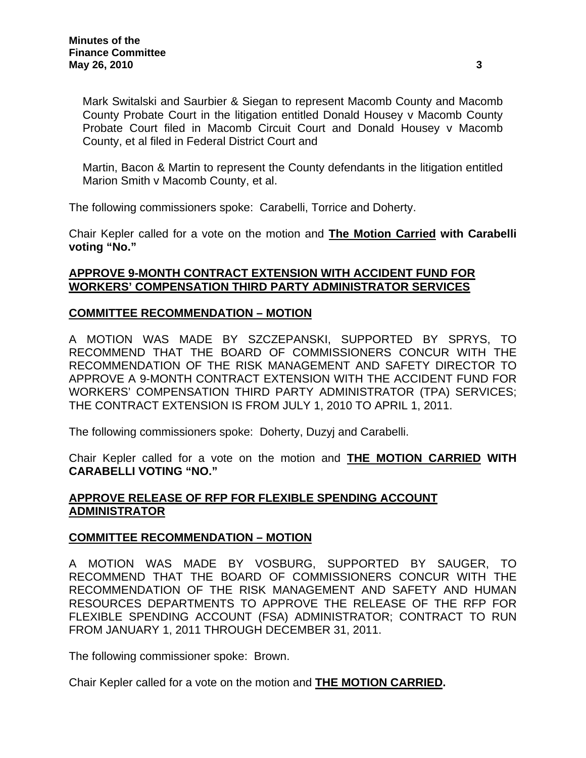Mark Switalski and Saurbier & Siegan to represent Macomb County and Macomb County Probate Court in the litigation entitled Donald Housey v Macomb County Probate Court filed in Macomb Circuit Court and Donald Housey v Macomb County, et al filed in Federal District Court and

Martin, Bacon & Martin to represent the County defendants in the litigation entitled Marion Smith v Macomb County, et al.

The following commissioners spoke: Carabelli, Torrice and Doherty.

Chair Kepler called for a vote on the motion and **The Motion Carried with Carabelli voting "No."**

**APPROVE 9-MONTH CONTRACT EXTENSION WITH ACCIDENT FUND FOR WORKERS' COMPENSATION THIRD PARTY ADMINISTRATOR SERVICES**

**COMMITTEE RECOMMENDATION – MOTION**

A MOTION WAS MADE BY SZCZEPANSKI, SUPPORTED BY SPRYS, TO RECOMMEND THAT THE BOARD OF COMMISSIONERS CONCUR WITH THE RECOMMENDATION OF THE RISK MANAGEMENT AND SAFETY DIRECTOR TO APPROVE A 9-MONTH CONTRACT EXTENSION WITH THE ACCIDENT FUND FOR WORKERS' COMPENSATION THIRD PARTY ADMINISTRATOR (TPA) SERVICES; THE CONTRACT EXTENSION IS FROM JULY 1, 2010 TO APRIL 1, 2011.

The following commissioners spoke: Doherty, Duzyj and Carabelli.

Chair Kepler called for a vote on the motion and **THE MOTION CARRIED WITH CARABELLI VOTING "NO."**

**APPROVE RELEASE OF RFP FOR FLEXIBLE SPENDING ACCOUNT ADMINISTRATOR**

**COMMITTEE RECOMMENDATION – MOTION**

A MOTION WAS MADE BY VOSBURG, SUPPORTED BY SAUGER, TO RECOMMEND THAT THE BOARD OF COMMISSIONERS CONCUR WITH THE RECOMMENDATION OF THE RISK MANAGEMENT AND SAFETY AND HUMAN RESOURCES DEPARTMENTS TO APPROVE THE RELEASE OF THE RFP FOR FLEXIBLE SPENDING ACCOUNT (FSA) ADMINISTRATOR; CONTRACT TO RUN FROM JANUARY 1, 2011 THROUGH DECEMBER 31, 2011.

The following commissioner spoke: Brown.

Chair Kepler called for a vote on the motion and **THE MOTION CARRIED.**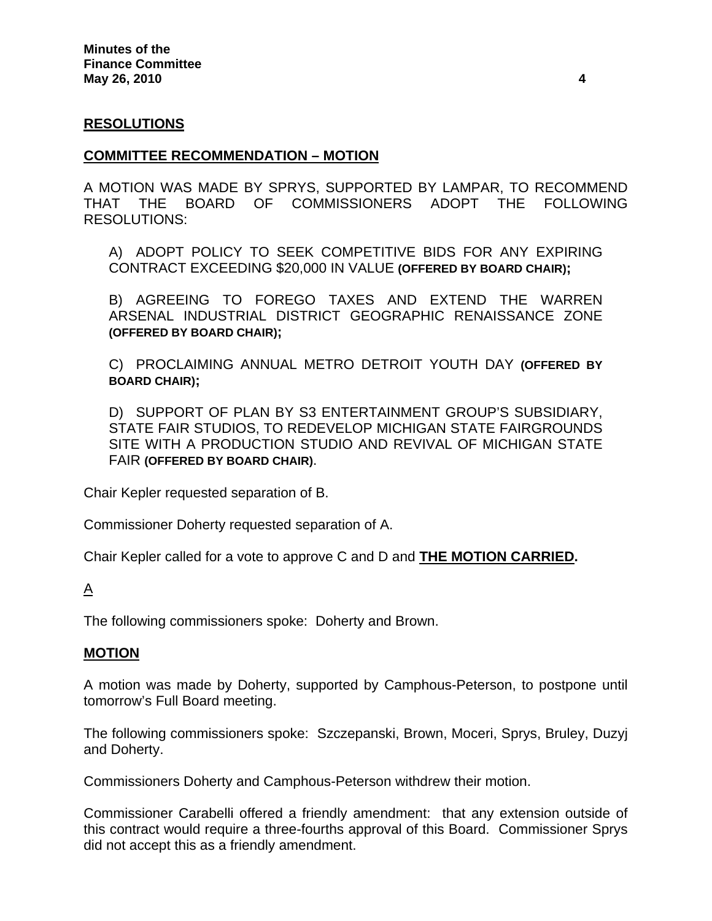**RESOLUTIONS**

**COMMITTEE RECOMMENDATION – MOTION**

A MOTION WAS MADE BY SPRYS, SUPPORTED BY LAMPAR, TO RECOMMEND THAT THE BOARD OF COMMISSIONERS ADOPT THE FOLLOWING RESOLUTIONS:

A) ADOPT POLICY TO SEEK COMPETITIVE BIDS FOR ANY EXPIRING CONTRACT EXCEEDING $20,000 IN VALUE **(OFFERED BY BOARD CHAIR);**

B) AGREEING TO FOREGO TAXES AND EXTEND THE WARREN ARSENAL INDUSTRIAL DISTRICT GEOGRAPHIC RENAISSANCE ZONE **(OFFERED BY BOARD CHAIR);**

C) PROCLAIMING ANNUAL METRO DETROIT YOUTH DAY **(OFFERED BY BOARD CHAIR);**

D) SUPPORT OF PLAN BY S3 ENTERTAINMENT GROUP'S SUBSIDIARY, STATE FAIR STUDIOS, TO REDEVELOP MICHIGAN STATE FAIRGROUNDS SITE WITH A PRODUCTION STUDIO AND REVIVAL OF MICHIGAN STATE FAIR **(OFFERED BY BOARD CHAIR)**.

Chair Kepler requested separation of B.

Commissioner Doherty requested separation of A.

Chair Kepler called for a vote to approve C and D and **THE MOTION CARRIED.**

A

The following commissioners spoke: Doherty and Brown.

**MOTION**

A motion was made by Doherty, supported by Camphous-Peterson, to postpone until tomorrow's Full Board meeting.

The following commissioners spoke: Szczepanski, Brown, Moceri, Sprys, Bruley, Duzyj and Doherty.

Commissioners Doherty and Camphous-Peterson withdrew their motion.

Commissioner Carabelli offered a friendly amendment: that any extension outside of this contract would require a three-fourths approval of this Board. Commissioner Sprys did not accept this as a friendly amendment.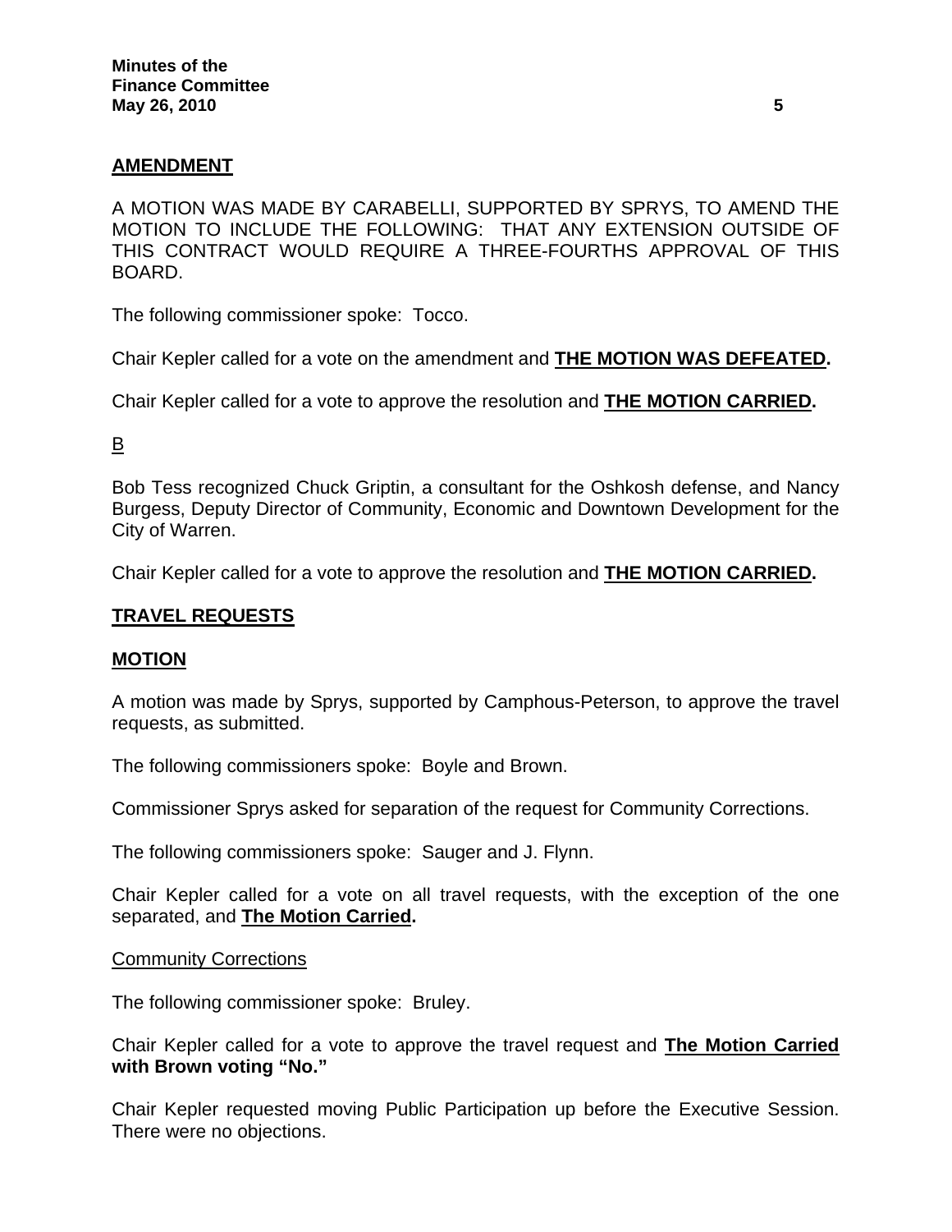**AMENDMENT**

A MOTION WAS MADE BY CARABELLI, SUPPORTED BY SPRYS, TO AMEND THE MOTION TO INCLUDE THE FOLLOWING: THAT ANY EXTENSION OUTSIDE OF THIS CONTRACT WOULD REQUIRE A THREE-FOURTHS APPROVAL OF THIS BOARD.

The following commissioner spoke: Tocco.

Chair Kepler called for a vote on the amendment and **THE MOTION WAS DEFEATED.**

Chair Kepler called for a vote to approve the resolution and **THE MOTION CARRIED.**

B

Bob Tess recognized Chuck Griptin, a consultant for the Oshkosh defense, and Nancy Burgess, Deputy Director of Community, Economic and Downtown Development for the City of Warren.

Chair Kepler called for a vote to approve the resolution and **THE MOTION CARRIED.**

**TRAVEL REQUESTS**

**MOTION**

A motion was made by Sprys, supported by Camphous-Peterson, to approve the travel requests, as submitted.

The following commissioners spoke: Boyle and Brown.

Commissioner Sprys asked for separation of the request for Community Corrections.

The following commissioners spoke: Sauger and J. Flynn.

Chair Kepler called for a vote on all travel requests, with the exception of the one separated, and **The Motion Carried.**

Community Corrections

The following commissioner spoke: Bruley.

Chair Kepler called for a vote to approve the travel request and **The Motion Carried with Brown voting "No."**

Chair Kepler requested moving Public Participation up before the Executive Session. There were no objections.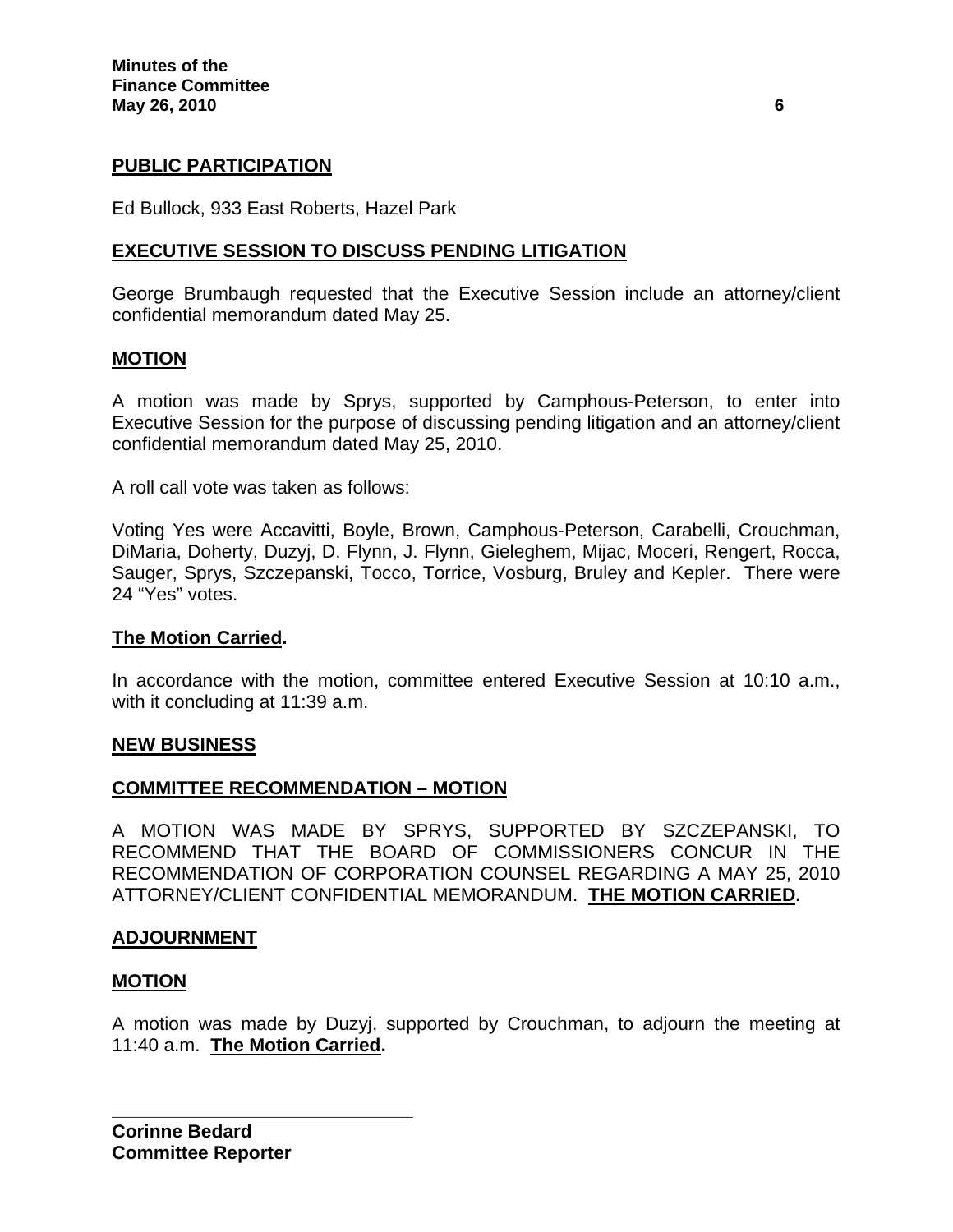**PUBLIC PARTICIPATION**

Ed Bullock, 933 East Roberts, Hazel Park

**EXECUTIVE SESSION TO DISCUSS PENDING LITIGATION**

George Brumbaugh requested that the Executive Session include an attorney/client confidential memorandum dated May 25.

**MOTION**

A motion was made by Sprys, supported by Camphous-Peterson, to enter into Executive Session for the purpose of discussing pending litigation and an attorney/client confidential memorandum dated May 25, 2010.

A roll call vote was taken as follows:

Voting Yes were Accavitti, Boyle, Brown, Camphous-Peterson, Carabelli, Crouchman, DiMaria, Doherty, Duzyj, D. Flynn, J. Flynn, Gieleghem, Mijac, Moceri, Rengert, Rocca, Sauger, Sprys, Szczepanski, Tocco, Torrice, Vosburg, Bruley and Kepler. There were 24 "Yes" votes.

**The Motion Carried.**

In accordance with the motion, committee entered Executive Session at 10:10 a.m., with it concluding at 11:39 a.m.

**NEW BUSINESS**

**COMMITTEE RECOMMENDATION – MOTION**

A MOTION WAS MADE BY SPRYS, SUPPORTED BY SZCZEPANSKI, TO RECOMMEND THAT THE BOARD OF COMMISSIONERS CONCUR IN THE RECOMMENDATION OF CORPORATION COUNSEL REGARDING A MAY 25, 2010 ATTORNEY/CLIENT CONFIDENTIAL MEMORANDUM. **THE MOTION CARRIED.**

**ADJOURNMENT**

**MOTION**

A motion was made by Duzyj, supported by Crouchman, to adjourn the meeting at 11:40 a.m. **The Motion Carried.**

\_\_\_\_\_\_\_\_\_\_\_\_\_\_\_\_\_\_\_\_\_\_\_\_\_\_\_\_\_\_\_

**Corinne Bedard**
**Committee Reporter**